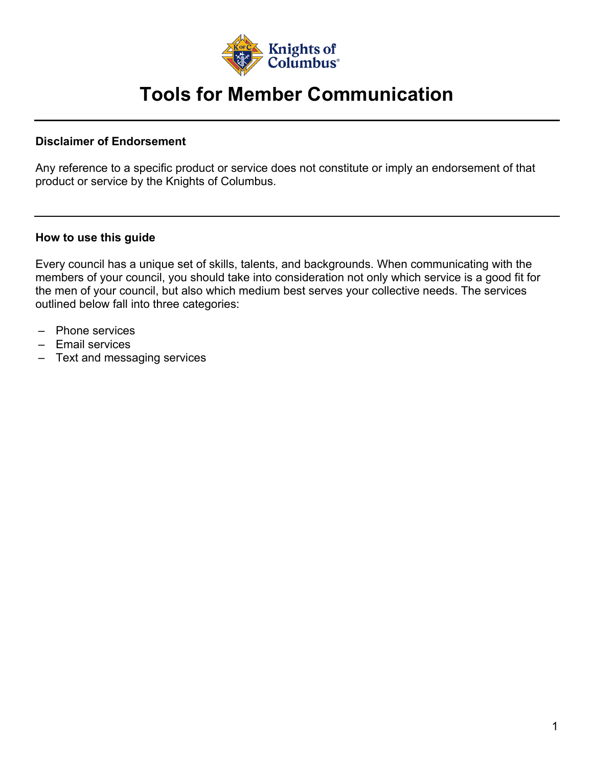# Tools for Member Communication

---

**Disclaimer of Endorsement**

Any reference to a specific product or service does not constitute or imply an endorsement of that product or service by the Knights of Columbus.

---

**How to use this guide**

Every council has a unique set of skills, talents, and backgrounds. When communicating with the members of your council, you should take into consideration not only which service is a good fit for the men of your council, but also which medium best serves your collective needs. The services outlined below fall into three categories:

- Phone services
- Email services
- Text and messaging services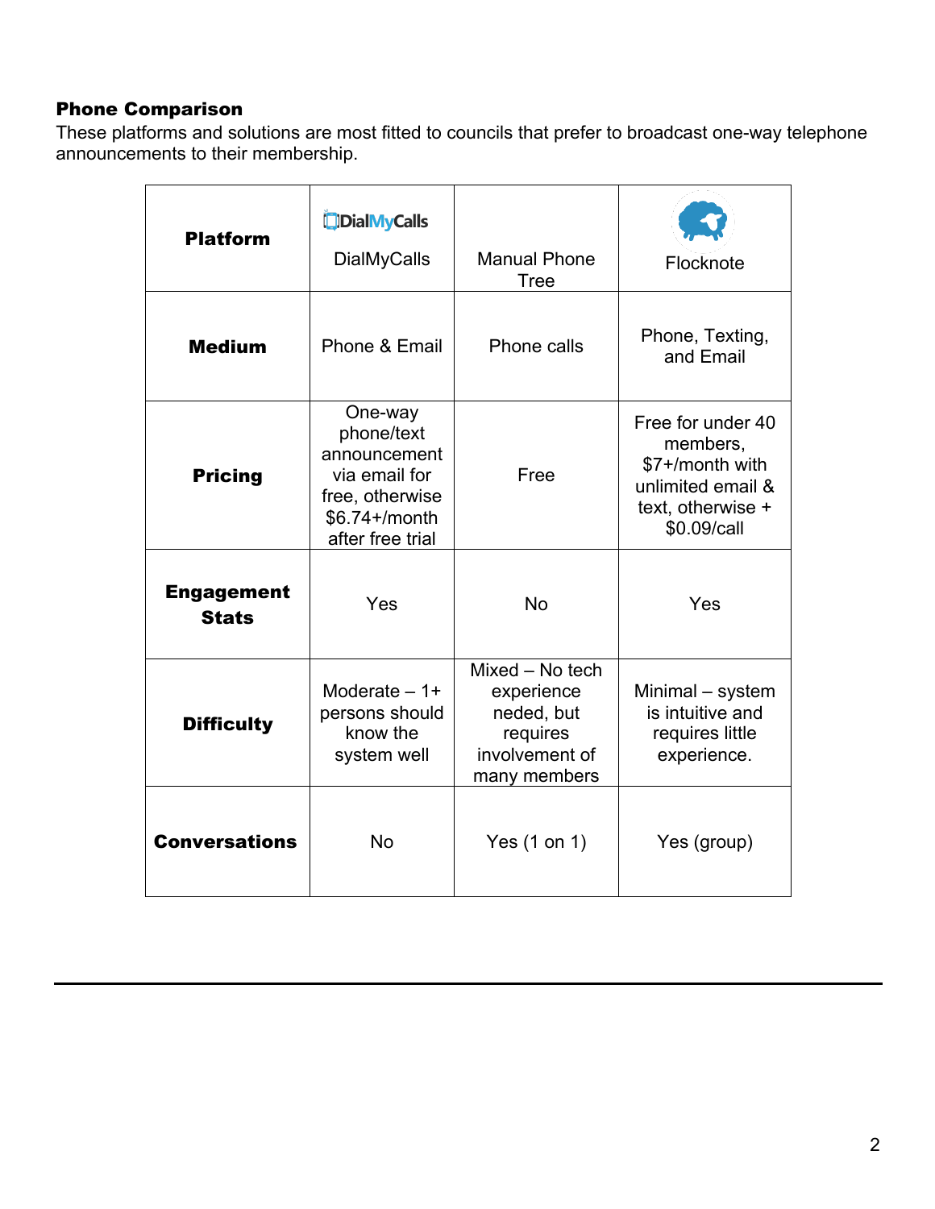**Phone Comparison**

These platforms and solutions are most fitted to councils that prefer to broadcast one-way telephone announcements to their membership.

| Platform | DialMyCalls | Manual Phone Tree | Flocknote |
|---|---|---|---|
| **Medium** | Phone & Email | Phone calls | Phone, Texting, and Email |
| **Pricing** | One-way phone/text announcement via email for free, otherwise $6.74+/month after free trial | Free | Free for under 40 members, $7+/month with unlimited email & text, otherwise + $0.09/call |
| **Engagement Stats** | Yes | No | Yes |
| **Difficulty** | Moderate – 1+ persons should know the system well | Mixed – No tech experience neded, but requires involvement of many members | Minimal – system is intuitive and requires little experience. |
| **Conversations** | No | Yes (1 on 1) | Yes (group) |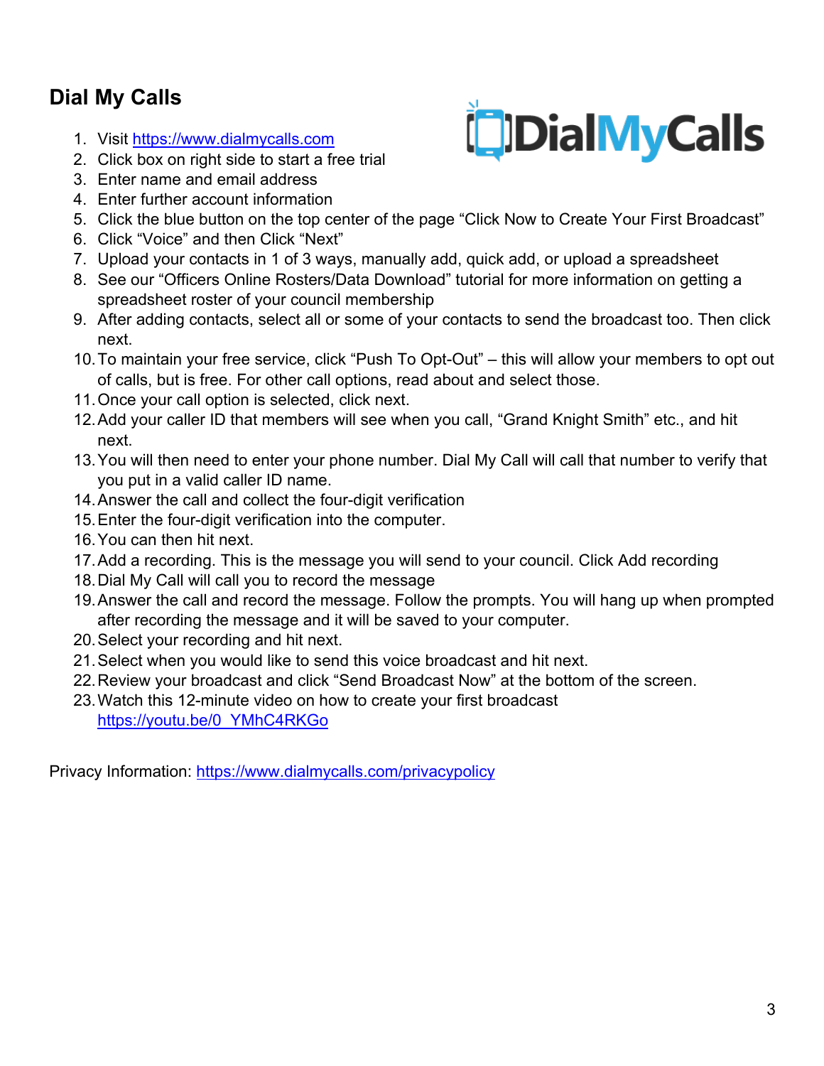## Dial My Calls

1. Visit https://www.dialmycalls.com
2. Click box on right side to start a free trial
3. Enter name and email address
4. Enter further account information
5. Click the blue button on the top center of the page "Click Now to Create Your First Broadcast"
6. Click "Voice" and then Click "Next"
7. Upload your contacts in 1 of 3 ways, manually add, quick add, or upload a spreadsheet
8. See our "Officers Online Rosters/Data Download" tutorial for more information on getting a spreadsheet roster of your council membership
9. After adding contacts, select all or some of your contacts to send the broadcast too. Then click next.
10. To maintain your free service, click "Push To Opt-Out" – this will allow your members to opt out of calls, but is free. For other call options, read about and select those.
11. Once your call option is selected, click next.
12. Add your caller ID that members will see when you call, "Grand Knight Smith" etc., and hit next.
13. You will then need to enter your phone number. Dial My Call will call that number to verify that you put in a valid caller ID name.
14. Answer the call and collect the four-digit verification
15. Enter the four-digit verification into the computer.
16. You can then hit next.
17. Add a recording. This is the message you will send to your council. Click Add recording
18. Dial My Call will call you to record the message
19. Answer the call and record the message. Follow the prompts. You will hang up when prompted after recording the message and it will be saved to your computer.
20. Select your recording and hit next.
21. Select when you would like to send this voice broadcast and hit next.
22. Review your broadcast and click "Send Broadcast Now" at the bottom of the screen.
23. Watch this 12-minute video on how to create your first broadcast https://youtu.be/0_YMhC4RKGo

Privacy Information: https://www.dialmycalls.com/privacypolicy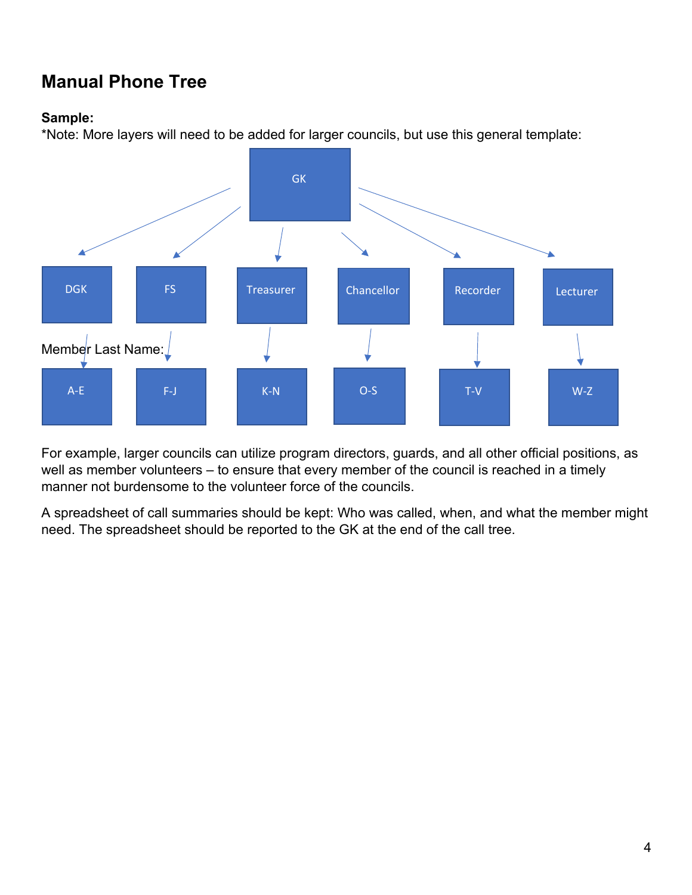## Manual Phone Tree

**Sample:**
*Note: More layers will need to be added for larger councils, but use this general template:

GK

DGK
FS
Treasurer
Chancellor
Recorder
Lecturer

Member Last Name:

A-E
F-J
K-N
O-S
T-V
W-Z

For example, larger councils can utilize program directors, guards, and all other official positions, as well as member volunteers – to ensure that every member of the council is reached in a timely manner not burdensome to the volunteer force of the councils.

A spreadsheet of call summaries should be kept: Who was called, when, and what the member might need. The spreadsheet should be reported to the GK at the end of the call tree.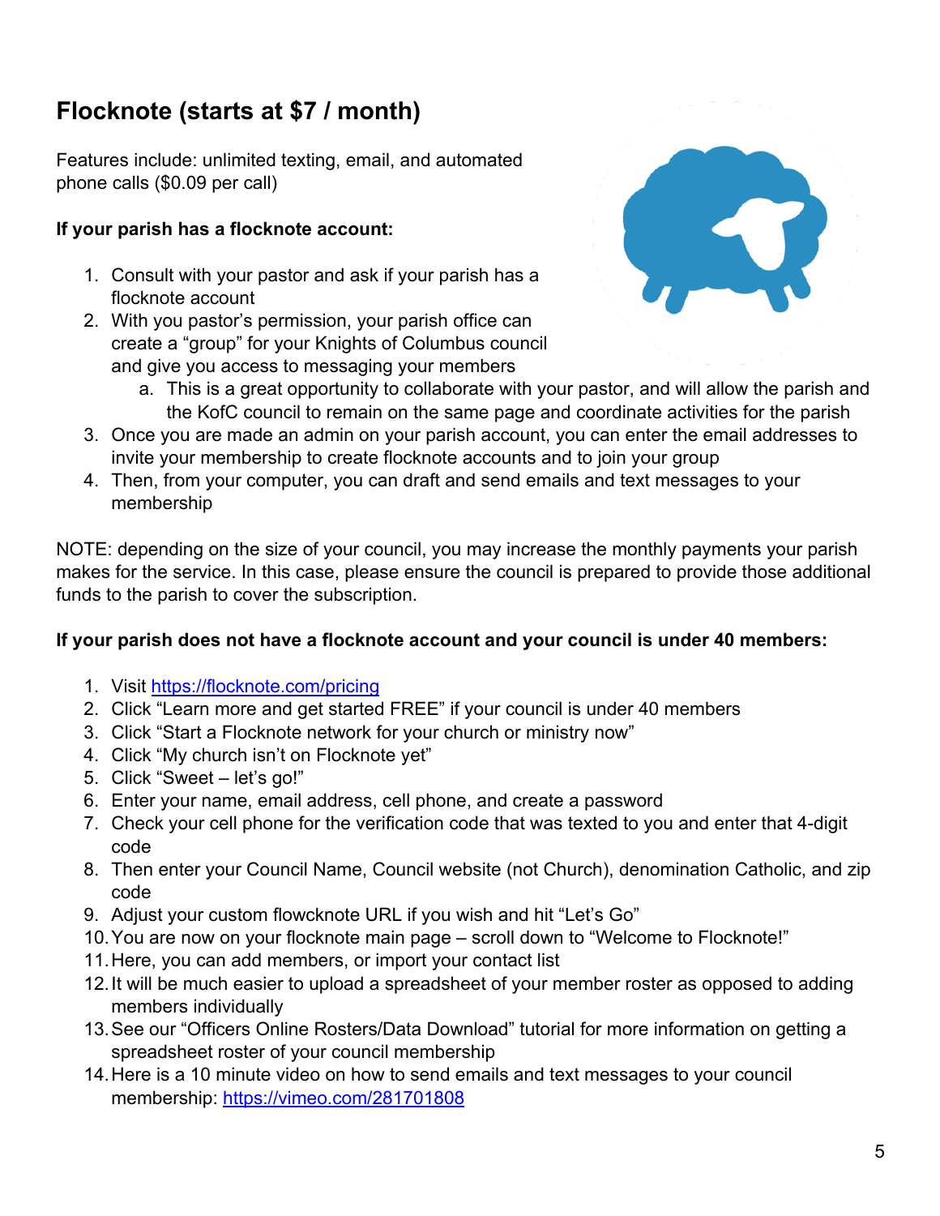## Flocknote (starts at $7 / month)

Features include: unlimited texting, email, and automated phone calls ($0.09 per call)

**If your parish has a flocknote account:**

1. Consult with your pastor and ask if your parish has a flocknote account
2. With you pastor's permission, your parish office can create a "group" for your Knights of Columbus council and give you access to messaging your members
   a. This is a great opportunity to collaborate with your pastor, and will allow the parish and the KofC council to remain on the same page and coordinate activities for the parish
3. Once you are made an admin on your parish account, you can enter the email addresses to invite your membership to create flocknote accounts and to join your group
4. Then, from your computer, you can draft and send emails and text messages to your membership

NOTE: depending on the size of your council, you may increase the monthly payments your parish makes for the service. In this case, please ensure the council is prepared to provide those additional funds to the parish to cover the subscription.

**If your parish does not have a flocknote account and your council is under 40 members:**

1. Visit https://flocknote.com/pricing
2. Click "Learn more and get started FREE" if your council is under 40 members
3. Click "Start a Flocknote network for your church or ministry now"
4. Click "My church isn't on Flocknote yet"
5. Click "Sweet – let's go!"
6. Enter your name, email address, cell phone, and create a password
7. Check your cell phone for the verification code that was texted to you and enter that 4-digit code
8. Then enter your Council Name, Council website (not Church), denomination Catholic, and zip code
9. Adjust your custom flowcknote URL if you wish and hit "Let's Go"
10. You are now on your flocknote main page – scroll down to "Welcome to Flocknote!"
11. Here, you can add members, or import your contact list
12. It will be much easier to upload a spreadsheet of your member roster as opposed to adding members individually
13. See our "Officers Online Rosters/Data Download" tutorial for more information on getting a spreadsheet roster of your council membership
14. Here is a 10 minute video on how to send emails and text messages to your council membership: https://vimeo.com/281701808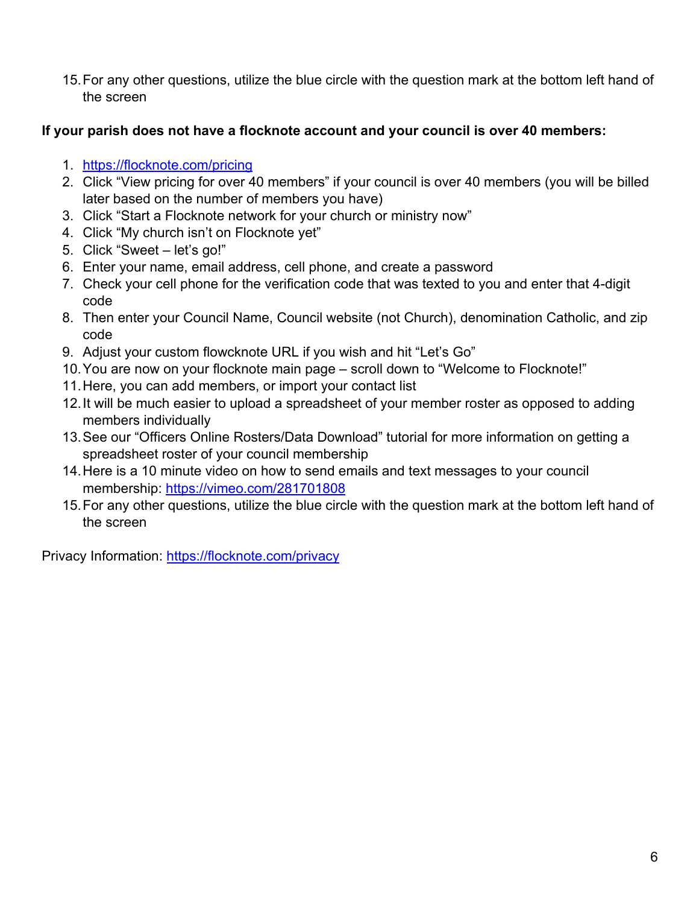15. For any other questions, utilize the blue circle with the question mark at the bottom left hand of the screen

**If your parish does not have a flocknote account and your council is over 40 members:**

1. https://flocknote.com/pricing
2. Click "View pricing for over 40 members" if your council is over 40 members (you will be billed later based on the number of members you have)
3. Click "Start a Flocknote network for your church or ministry now"
4. Click "My church isn't on Flocknote yet"
5. Click "Sweet – let's go!"
6. Enter your name, email address, cell phone, and create a password
7. Check your cell phone for the verification code that was texted to you and enter that 4-digit code
8. Then enter your Council Name, Council website (not Church), denomination Catholic, and zip code
9. Adjust your custom flowcknote URL if you wish and hit "Let's Go"
10. You are now on your flocknote main page – scroll down to "Welcome to Flocknote!"
11. Here, you can add members, or import your contact list
12. It will be much easier to upload a spreadsheet of your member roster as opposed to adding members individually
13. See our "Officers Online Rosters/Data Download" tutorial for more information on getting a spreadsheet roster of your council membership
14. Here is a 10 minute video on how to send emails and text messages to your council membership: https://vimeo.com/281701808
15. For any other questions, utilize the blue circle with the question mark at the bottom left hand of the screen

Privacy Information: https://flocknote.com/privacy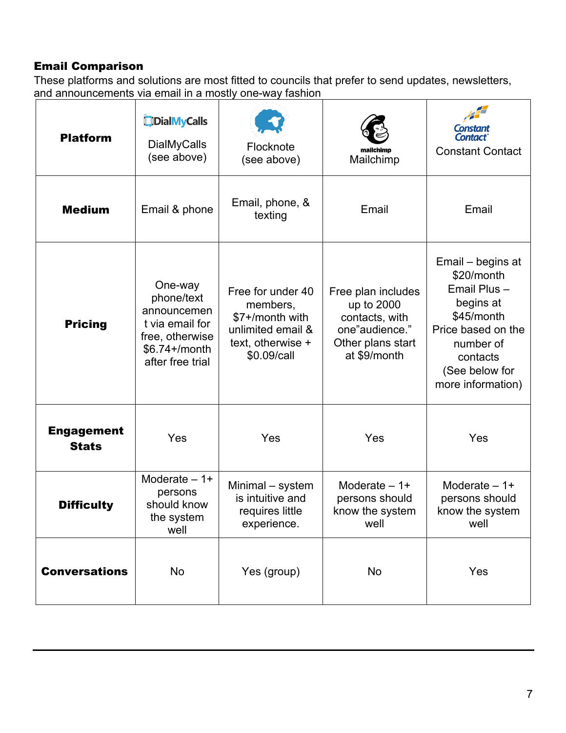**Email Comparison**

These platforms and solutions are most fitted to councils that prefer to send updates, newsletters, and announcements via email in a mostly one-way fashion

| Platform | DialMyCalls (see above) | Flocknote (see above) | Mailchimp | Constant Contact |
|---|---|---|---|---|
| Medium | Email & phone | Email, phone, & texting | Email | Email |
| Pricing | One-way phone/text announcement via email for free, otherwise $6.74+/month after free trial | Free for under 40 members, $7+/month with unlimited email & text, otherwise + $0.09/call | Free plan includes up to 2000 contacts, with one"audience." Other plans start at $9/month | Email – begins at $20/month<br>Email Plus – begins at $45/month<br>Price based on the number of contacts<br>(See below for more information) |
| Engagement Stats | Yes | Yes | Yes | Yes |
| Difficulty | Moderate – 1+ persons should know the system well | Minimal – system is intuitive and requires little experience. | Moderate – 1+ persons should know the system well | Moderate – 1+ persons should know the system well |
| Conversations | No | Yes (group) | No | Yes |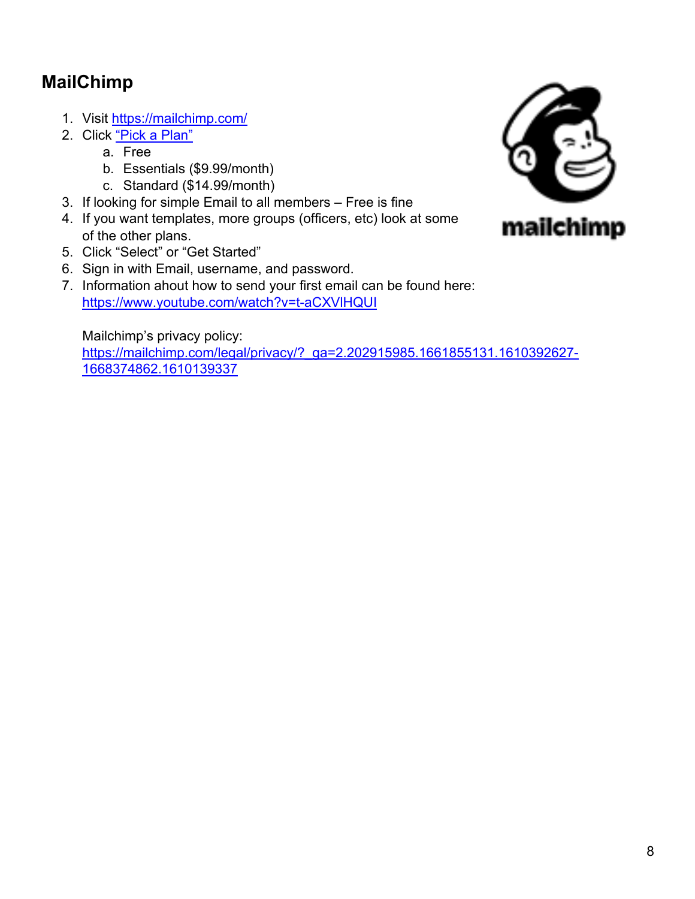## MailChimp

1. Visit https://mailchimp.com/
2. Click "Pick a Plan"
   a. Free
   b. Essentials ($9.99/month)
   c. Standard ($14.99/month)
3. If looking for simple Email to all members – Free is fine
4. If you want templates, more groups (officers, etc) look at some of the other plans.
5. Click "Select" or "Get Started"
6. Sign in with Email, username, and password.
7. Information ahout how to send your first email can be found here: https://www.youtube.com/watch?v=t-aCXVlHQUI

   Mailchimp's privacy policy: https://mailchimp.com/legal/privacy/?_ga=2.202915985.1661855131.1610392627-1668374862.1610139337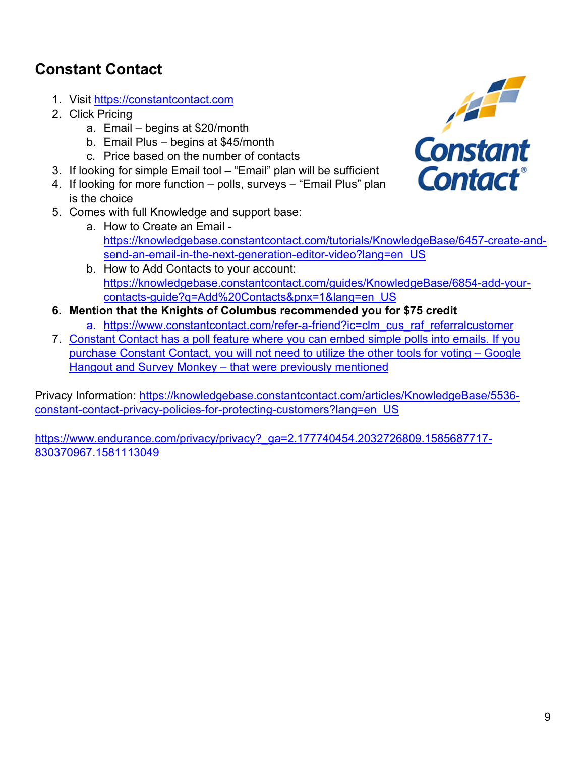## Constant Contact

1. Visit https://constantcontact.com
2. Click Pricing
   a. Email – begins at $20/month
   b. Email Plus – begins at $45/month
   c. Price based on the number of contacts
3. If looking for simple Email tool – "Email" plan will be sufficient
4. If looking for more function – polls, surveys – "Email Plus" plan is the choice
5. Comes with full Knowledge and support base:
   a. How to Create an Email - https://knowledgebase.constantcontact.com/tutorials/KnowledgeBase/6457-create-and-send-an-email-in-the-next-generation-editor-video?lang=en_US
   b. How to Add Contacts to your account: https://knowledgebase.constantcontact.com/guides/KnowledgeBase/6854-add-your-contacts-guide?q=Add%20Contacts&pnx=1&lang=en_US
6. **Mention that the Knights of Columbus recommended you for $75 credit**
   a. https://www.constantcontact.com/refer-a-friend?ic=clm_cus_raf_referralcustomer
7. Constant Contact has a poll feature where you can embed simple polls into emails. If you purchase Constant Contact, you will not need to utilize the other tools for voting – Google Hangout and Survey Monkey – that were previously mentioned

Privacy Information: https://knowledgebase.constantcontact.com/articles/KnowledgeBase/5536-constant-contact-privacy-policies-for-protecting-customers?lang=en_US

https://www.endurance.com/privacy/privacy?_ga=2.177740454.2032726809.1585687717-830370967.1581113049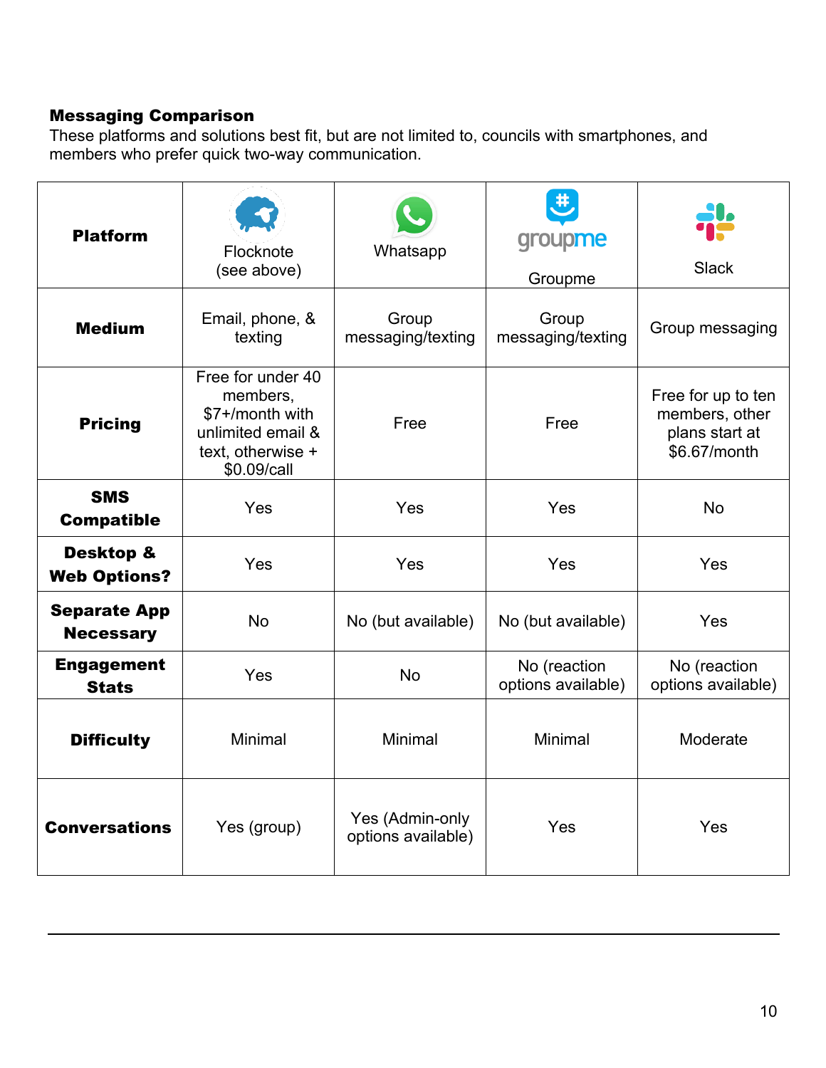**Messaging Comparison**

These platforms and solutions best fit, but are not limited to, councils with smartphones, and members who prefer quick two-way communication.

| Platform | Flocknote (see above) | Whatsapp | Groupme | Slack |
|---|---|---|---|---|
| Medium | Email, phone, & texting | Group messaging/texting | Group messaging/texting | Group messaging |
| Pricing | Free for under 40 members, $7+/month with unlimited email & text, otherwise + $0.09/call | Free | Free | Free for up to ten members, other plans start at $6.67/month |
| SMS Compatible | Yes | Yes | Yes | No |
| Desktop & Web Options? | Yes | Yes | Yes | Yes |
| Separate App Necessary | No | No (but available) | No (but available) | Yes |
| Engagement Stats | Yes | No | No (reaction options available) | No (reaction options available) |
| Difficulty | Minimal | Minimal | Minimal | Moderate |
| Conversations | Yes (group) | Yes (Admin-only options available) | Yes | Yes |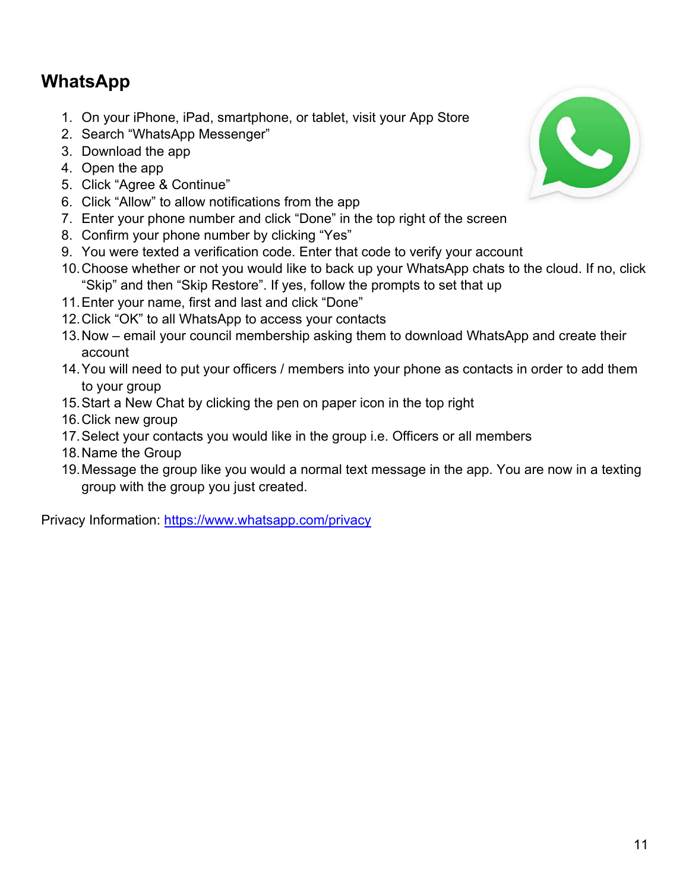## WhatsApp

1. On your iPhone, iPad, smartphone, or tablet, visit your App Store
2. Search “WhatsApp Messenger”
3. Download the app
4. Open the app
5. Click “Agree & Continue”
6. Click “Allow” to allow notifications from the app
7. Enter your phone number and click “Done” in the top right of the screen
8. Confirm your phone number by clicking “Yes”
9. You were texted a verification code. Enter that code to verify your account
10. Choose whether or not you would like to back up your WhatsApp chats to the cloud. If no, click “Skip” and then “Skip Restore”. If yes, follow the prompts to set that up
11. Enter your name, first and last and click “Done”
12. Click “OK” to all WhatsApp to access your contacts
13. Now – email your council membership asking them to download WhatsApp and create their account
14. You will need to put your officers / members into your phone as contacts in order to add them to your group
15. Start a New Chat by clicking the pen on paper icon in the top right
16. Click new group
17. Select your contacts you would like in the group i.e. Officers or all members
18. Name the Group
19. Message the group like you would a normal text message in the app. You are now in a texting group with the group you just created.

Privacy Information: [https://www.whatsapp.com/privacy](https://www.whatsapp.com/privacy)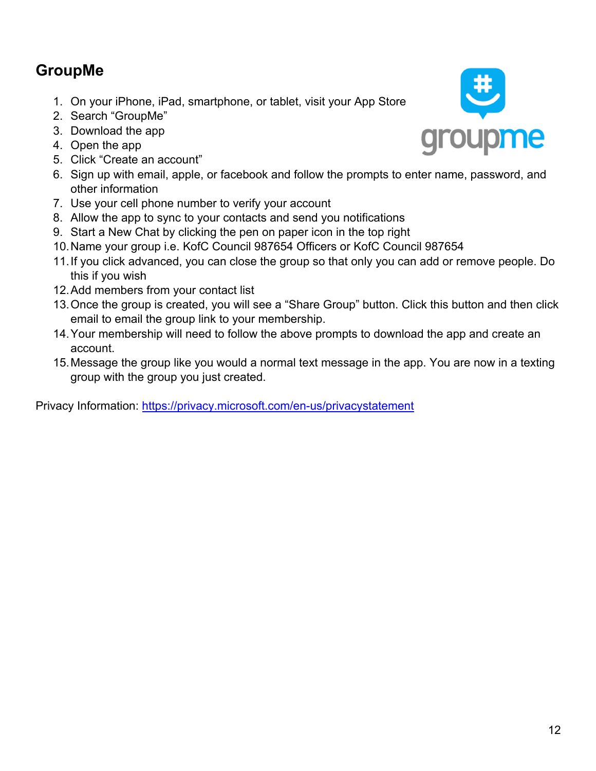## GroupMe

1. On your iPhone, iPad, smartphone, or tablet, visit your App Store
2. Search “GroupMe”
3. Download the app
4. Open the app
5. Click “Create an account”
6. Sign up with email, apple, or facebook and follow the prompts to enter name, password, and other information
7. Use your cell phone number to verify your account
8. Allow the app to sync to your contacts and send you notifications
9. Start a New Chat by clicking the pen on paper icon in the top right
10. Name your group i.e. KofC Council 987654 Officers or KofC Council 987654
11. If you click advanced, you can close the group so that only you can add or remove people. Do this if you wish
12. Add members from your contact list
13. Once the group is created, you will see a “Share Group” button. Click this button and then click email to email the group link to your membership.
14. Your membership will need to follow the above prompts to download the app and create an account.
15. Message the group like you would a normal text message in the app. You are now in a texting group with the group you just created.

Privacy Information: https://privacy.microsoft.com/en-us/privacystatement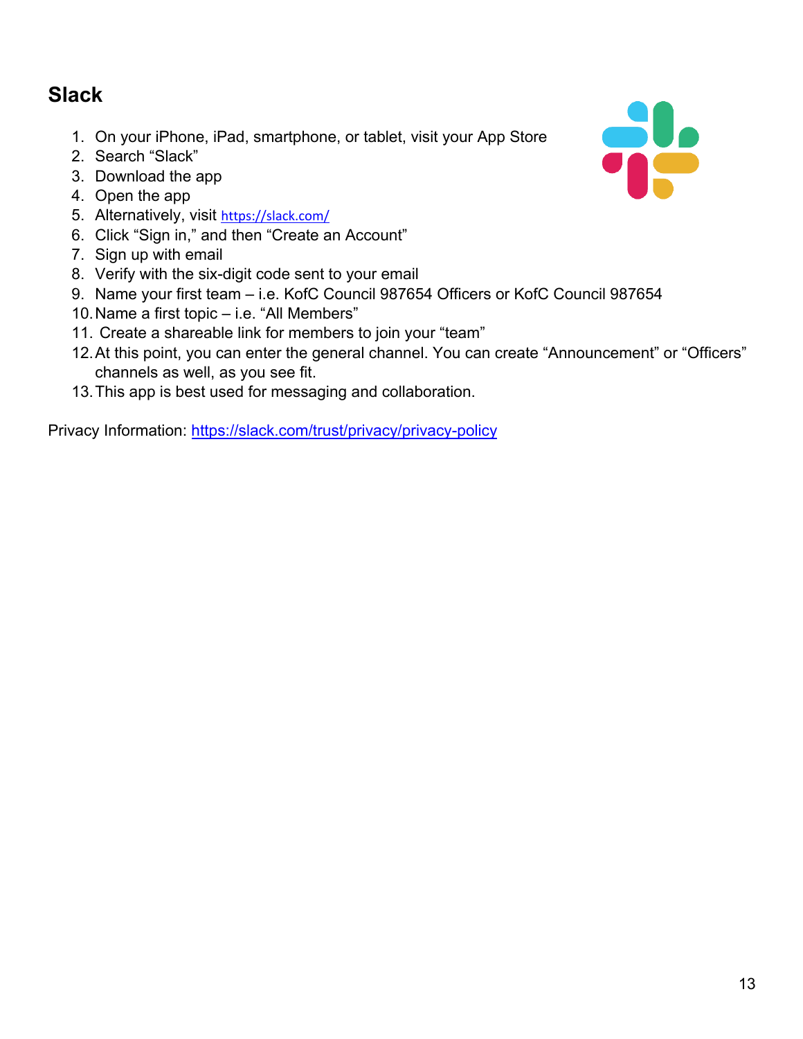## Slack

1. On your iPhone, iPad, smartphone, or tablet, visit your App Store
2. Search “Slack”
3. Download the app
4. Open the app
5. Alternatively, visit https://slack.com/
6. Click “Sign in,” and then “Create an Account”
7. Sign up with email
8. Verify with the six-digit code sent to your email
9. Name your first team – i.e. KofC Council 987654 Officers or KofC Council 987654
10. Name a first topic – i.e. “All Members”
11. Create a shareable link for members to join your “team”
12. At this point, you can enter the general channel. You can create “Announcement” or “Officers” channels as well, as you see fit.
13. This app is best used for messaging and collaboration.

Privacy Information: https://slack.com/trust/privacy/privacy-policy